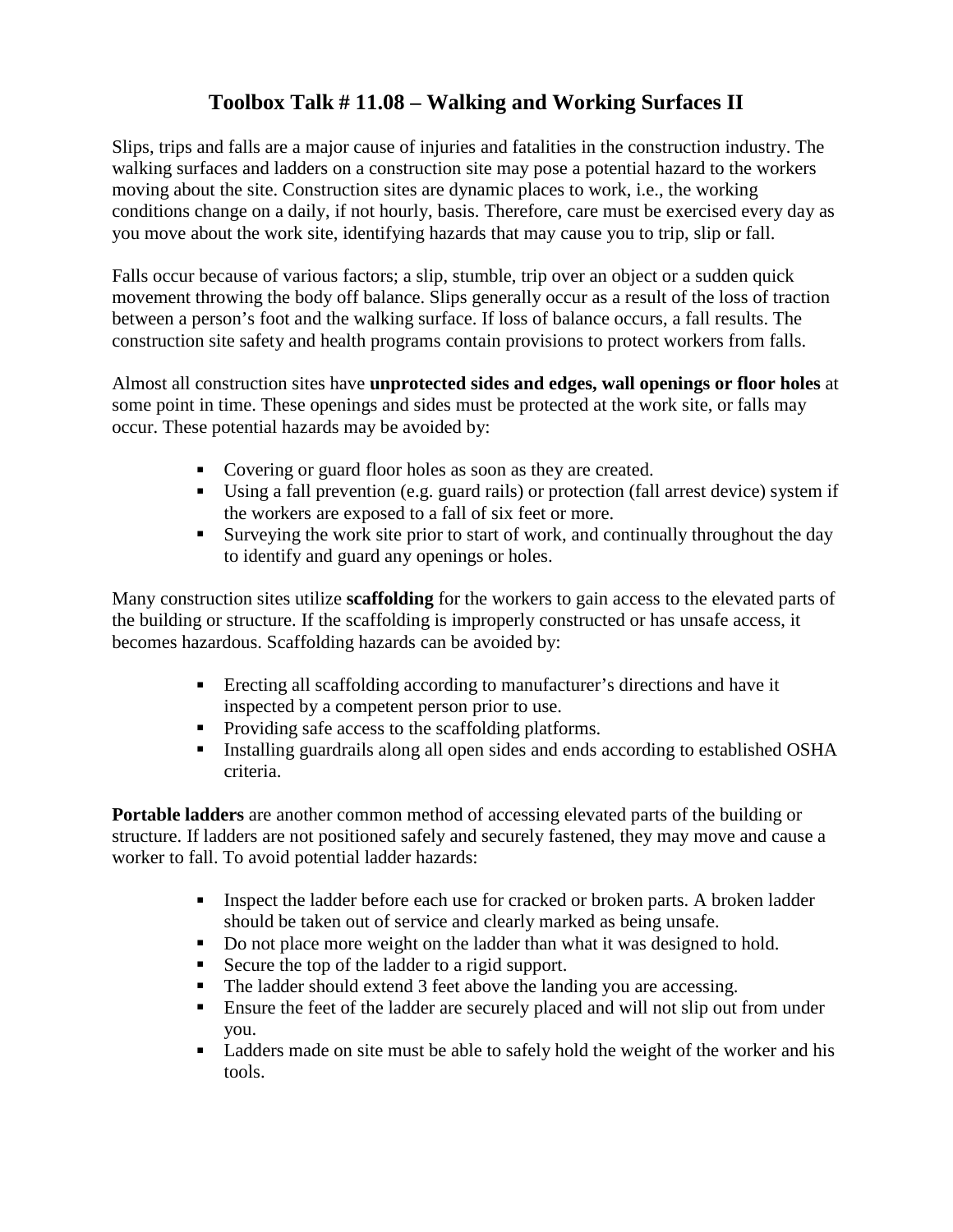# Toolbox Talk # 11.08 – Walking and Working Surfaces II

Slips, trips and falls are a major cause of injuries and fatalities in the construction industry. The walking surfaces and ladders on a construction site may pose a potential hazard to the workers moving about the site. Construction sites are dynamic places to work, i.e., the working conditions change on a daily, if not hourly, basis. Therefore, care must be exercised every day as you move about the work site, identifying hazards that may cause you to trip, slip or fall.

Falls occur because of various factors; a slip, stumble, trip over an object or a sudden quick movement throwing the body off balance. Slips generally occur as a result of the loss of traction between a person's foot and the walking surface. If loss of balance occurs, a fall results. The construction site safety and health programs contain provisions to protect workers from falls.

Almost all construction sites have **unprotected sides and edges, wall openings or floor holes** at some point in time. These openings and sides must be protected at the work site, or falls may occur. These potential hazards may be avoided by:

- Covering or guard floor holes as soon as they are created.
- Using a fall prevention (e.g. guard rails) or protection (fall arrest device) system if the workers are exposed to a fall of six feet or more.
- Surveying the work site prior to start of work, and continually throughout the day to identify and guard any openings or holes.

Many construction sites utilize **scaffolding** for the workers to gain access to the elevated parts of the building or structure. If the scaffolding is improperly constructed or has unsafe access, it becomes hazardous. Scaffolding hazards can be avoided by:

- Erecting all scaffolding according to manufacturer's directions and have it inspected by a competent person prior to use.
- Providing safe access to the scaffolding platforms.
- Installing guardrails along all open sides and ends according to established OSHA criteria.

**Portable ladders** are another common method of accessing elevated parts of the building or structure. If ladders are not positioned safely and securely fastened, they may move and cause a worker to fall. To avoid potential ladder hazards:

- Inspect the ladder before each use for cracked or broken parts. A broken ladder should be taken out of service and clearly marked as being unsafe.
- Do not place more weight on the ladder than what it was designed to hold.
- Secure the top of the ladder to a rigid support.
- The ladder should extend 3 feet above the landing you are accessing.
- Ensure the feet of the ladder are securely placed and will not slip out from under you.
- Ladders made on site must be able to safely hold the weight of the worker and his tools.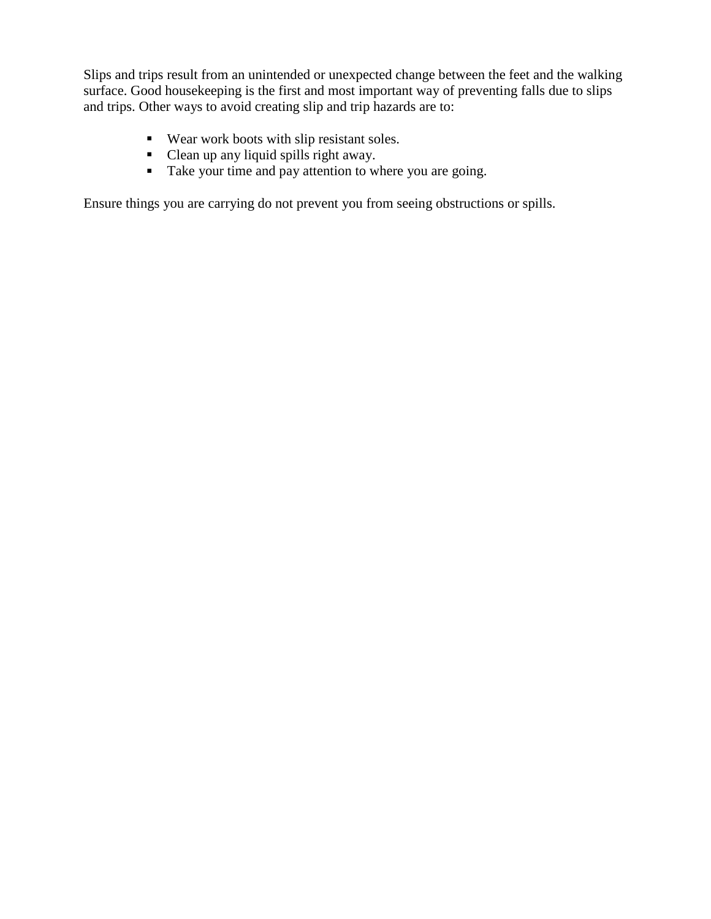Slips and trips result from an unintended or unexpected change between the feet and the walking surface. Good housekeeping is the first and most important way of preventing falls due to slips and trips. Other ways to avoid creating slip and trip hazards are to:

- Wear work boots with slip resistant soles.
- Clean up any liquid spills right away.
- Take your time and pay attention to where you are going.

Ensure things you are carrying do not prevent you from seeing obstructions or spills.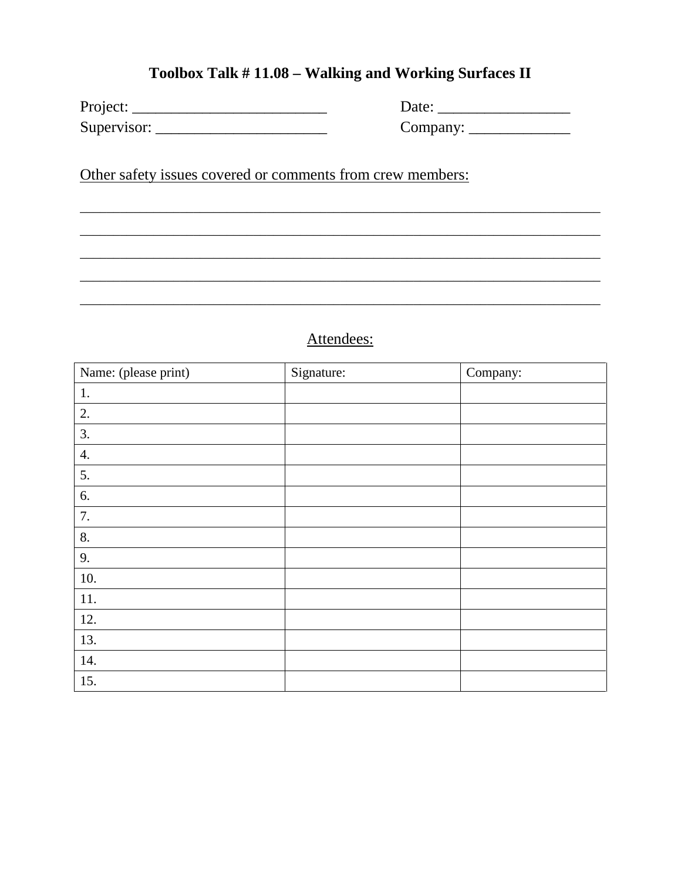# Toolbox Talk # 11.08 – Walking and Working Surfaces II

Project: _________________________ Date: _________________

Supervisor: ______________________ Company: _____________

Other safety issues covered or comments from crew members:

_____________________________________________________________________________

_____________________________________________________________________________

_____________________________________________________________________________

_____________________________________________________________________________

_____________________________________________________________________________

## Attendees:

| Name: (please print) | Signature: | Company: |
|---|---|---|
| 1. | | |
| 2. | | |
| 3. | | |
| 4. | | |
| 5. | | |
| 6. | | |
| 7. | | |
| 8. | | |
| 9. | | |
| 10. | | |
| 11. | | |
| 12. | | |
| 13. | | |
| 14. | | |
| 15. | | |